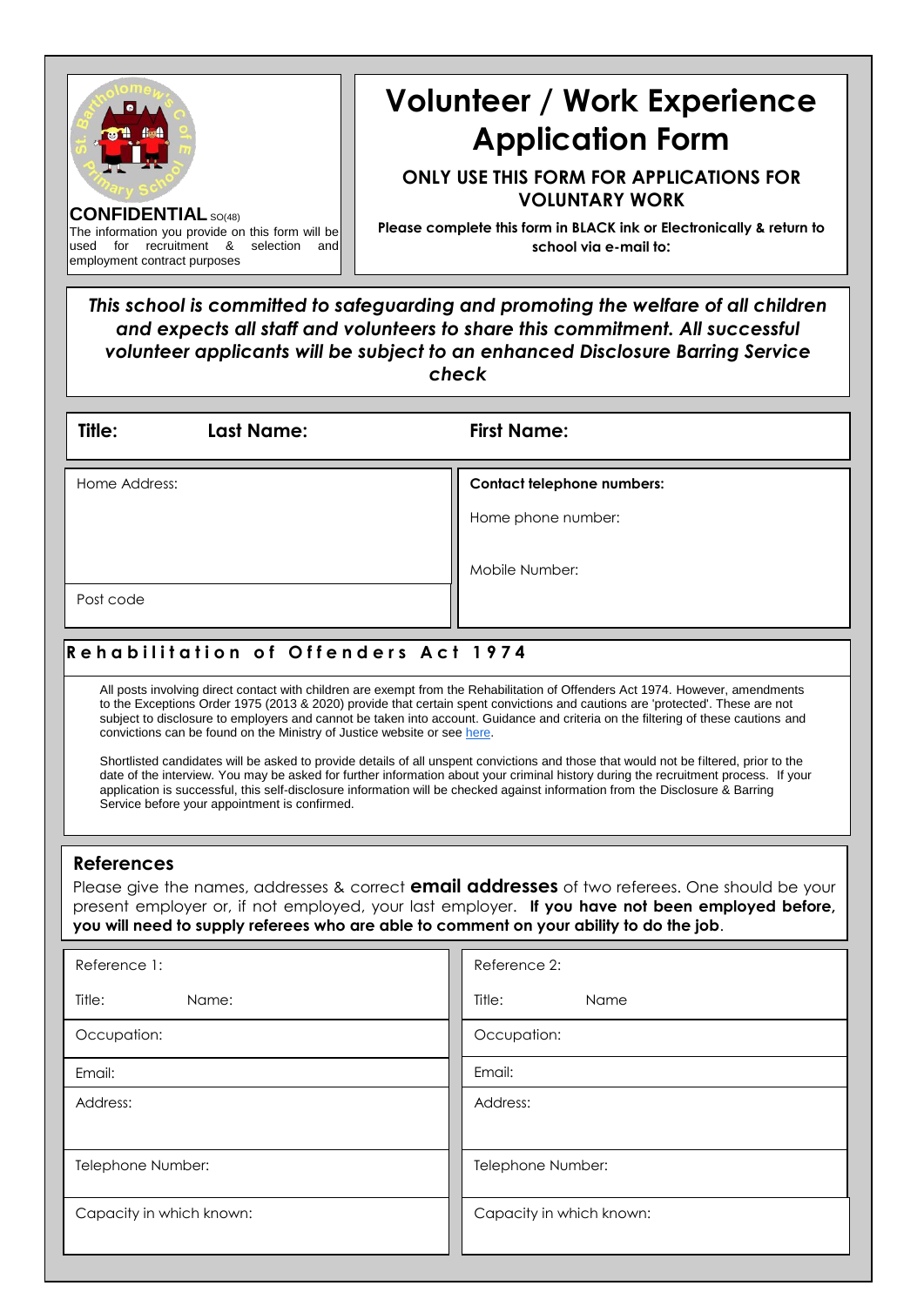**CONFIDENTIAL** SO(48)

The information you provide on this form will be used for recruitment & selection and employment contract purposes

# Volunteer / Work Experience Application Form

## ONLY USE THIS FORM FOR APPLICATIONS FOR VOLUNTARY WORK

**Please complete this form in BLACK ink or Electronically & return to school via e-mail to:**

***This school is committed to safeguarding and promoting the welfare of all children and expects all staff and volunteers to share this commitment. All successful volunteer applicants will be subject to an enhanced Disclosure Barring Service check***

| **Title:** | **Last Name:** | **First Name:** |
|---|---|---|
| | | |

| Home Address: | **Contact telephone numbers:** |
|---|---|
| | Home phone number: |
| | Mobile Number: |
| Post code | |

## Rehabilitation of Offenders Act 1974

All posts involving direct contact with children are exempt from the Rehabilitation of Offenders Act 1974. However, amendments to the Exceptions Order 1975 (2013 & 2020) provide that certain spent convictions and cautions are 'protected'. These are not subject to disclosure to employers and cannot be taken into account. Guidance and criteria on the filtering of these cautions and convictions can be found on the Ministry of Justice website or see here.

Shortlisted candidates will be asked to provide details of all unspent convictions and those that would not be filtered, prior to the date of the interview. You may be asked for further information about your criminal history during the recruitment process. If your application is successful, this self-disclosure information will be checked against information from the Disclosure & Barring Service before your appointment is confirmed.

## References

Please give the names, addresses & correct **email addresses** of two referees. One should be your present employer or, if not employed, your last employer. **If you have not been employed before, you will need to supply referees who are able to comment on your ability to do the job**.

| Reference 1: | Reference 2: |
|---|---|
| Title: Name: | Title: Name |
| Occupation: | Occupation: |
| Email: | Email: |
| Address: | Address: |
| Telephone Number: | Telephone Number: |
| Capacity in which known: | Capacity in which known: |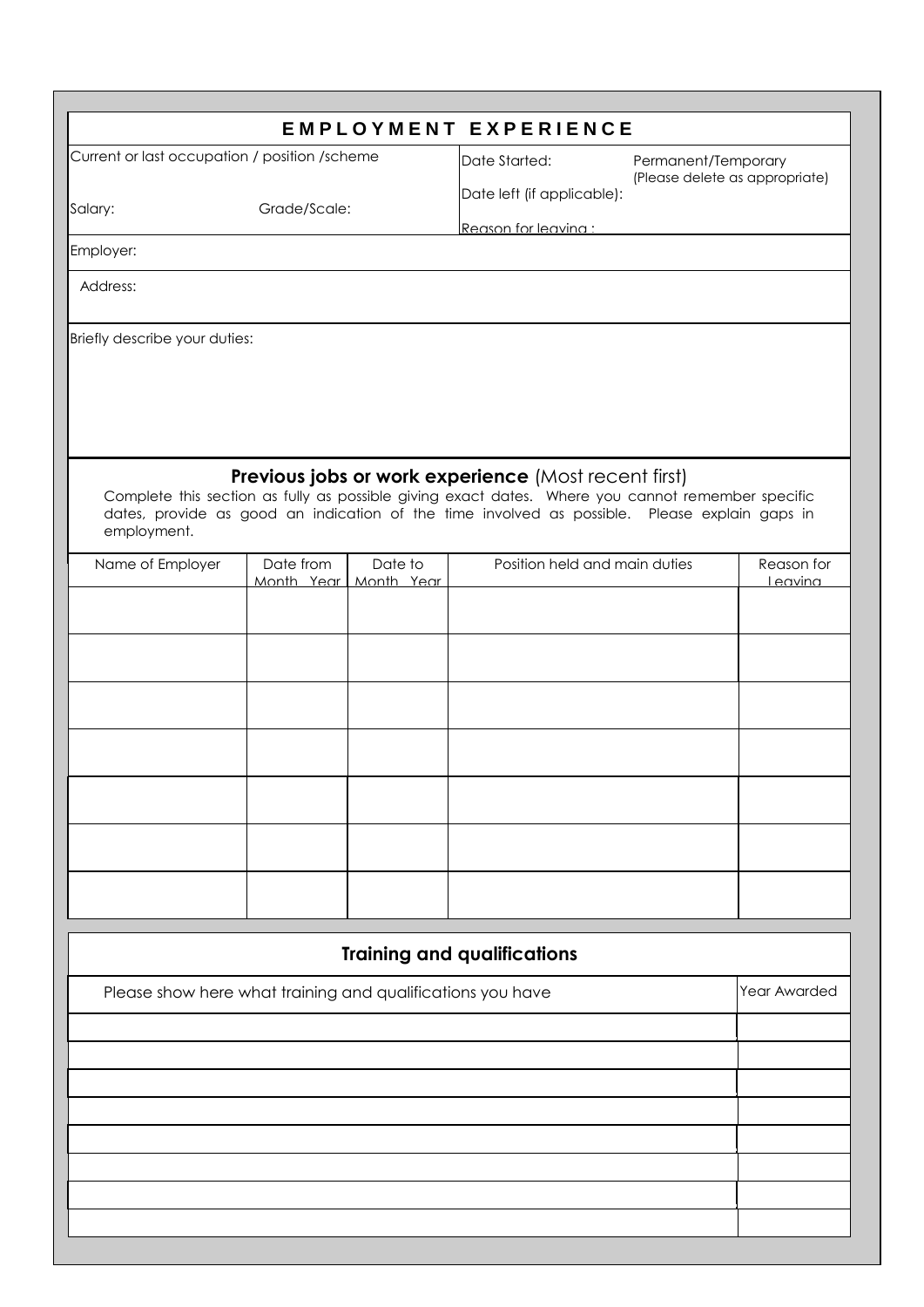# EMPLOYMENT EXPERIENCE

Current or last occupation / position /scheme

Date Started:

Permanent/Temporary
(Please delete as appropriate)

Date left (if applicable):

Salary:

Grade/Scale:

Reason for leaving :

Employer:

Address:

Briefly describe your duties:

## Previous jobs or work experience (Most recent first)

Complete this section as fully as possible giving exact dates. Where you cannot remember specific dates, provide as good an indication of the time involved as possible. Please explain gaps in employment.

| Name of Employer | Date from Month Year | Date to Month Year | Position held and main duties | Reason for Leaving |
| --- | --- | --- | --- | --- |
| | | | | |
| | | | | |
| | | | | |
| | | | | |
| | | | | |
| | | | | |
| | | | | |

## Training and qualifications

| Please show here what training and qualifications you have | Year Awarded |
| --- | --- |
| | |
| | |
| | |
| | |
| | |
| | |
| | |
| | |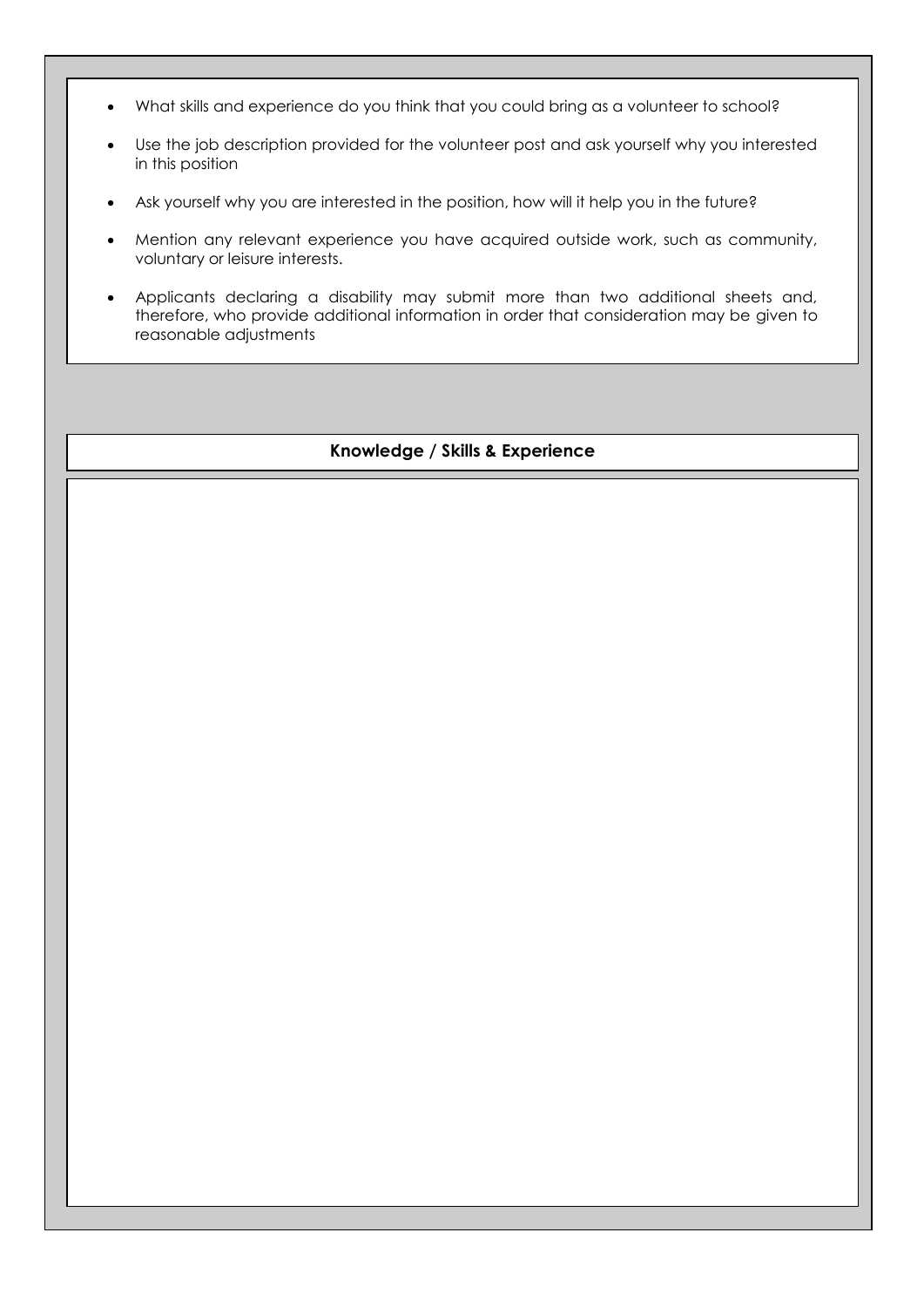- What skills and experience do you think that you could bring as a volunteer to school?
- Use the job description provided for the volunteer post and ask yourself why you interested in this position
- Ask yourself why you are interested in the position, how will it help you in the future?
- Mention any relevant experience you have acquired outside work, such as community, voluntary or leisure interests.
- Applicants declaring a disability may submit more than two additional sheets and, therefore, who provide additional information in order that consideration may be given to reasonable adjustments

**Knowledge / Skills & Experience**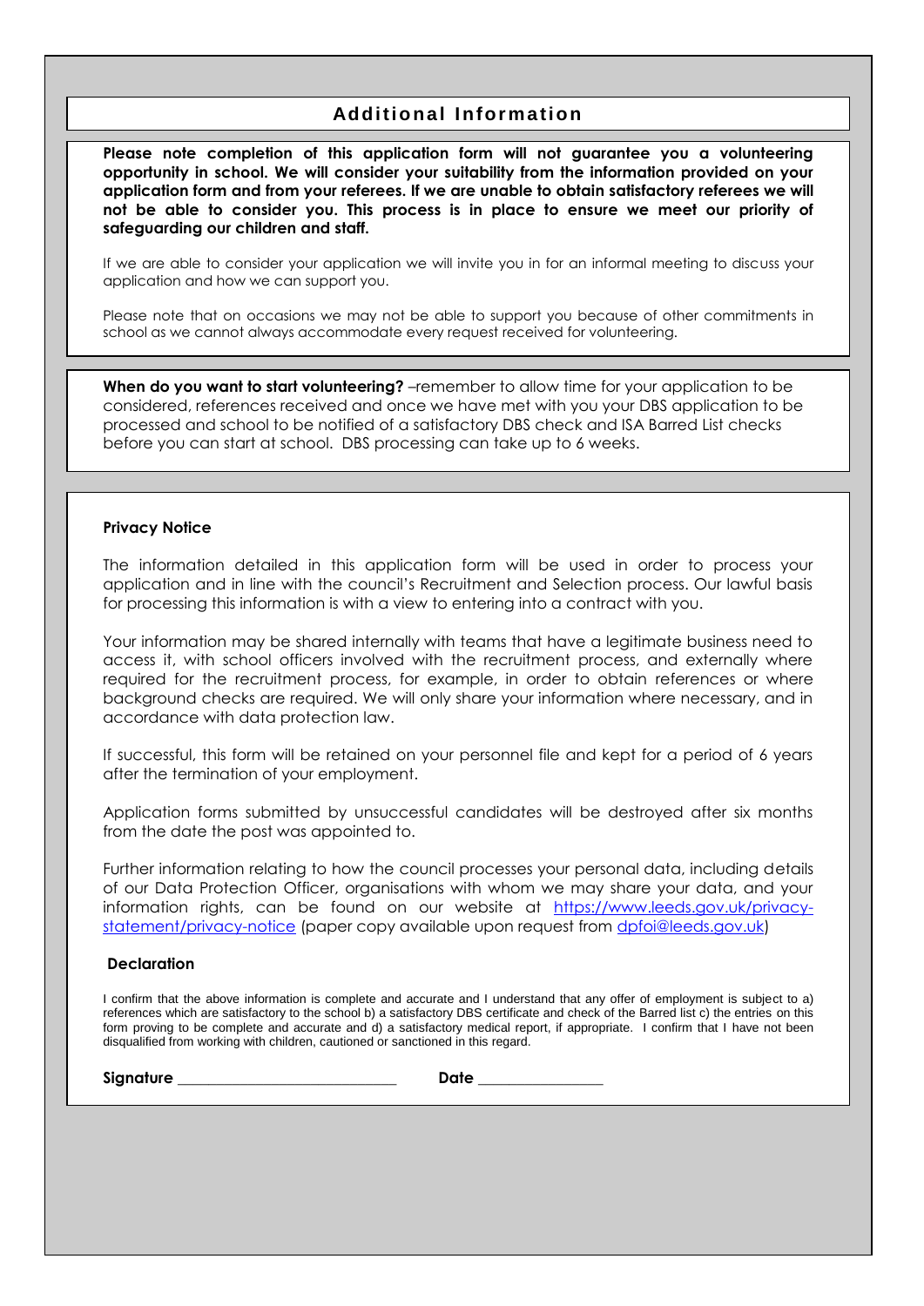## Additional Information

**Please note completion of this application form will not guarantee you a volunteering opportunity in school. We will consider your suitability from the information provided on your application form and from your referees. If we are unable to obtain satisfactory referees we will not be able to consider you. This process is in place to ensure we meet our priority of safeguarding our children and staff.**

If we are able to consider your application we will invite you in for an informal meeting to discuss your application and how we can support you.

Please note that on occasions we may not be able to support you because of other commitments in school as we cannot always accommodate every request received for volunteering.

**When do you want to start volunteering?** –remember to allow time for your application to be considered, references received and once we have met with you your DBS application to be processed and school to be notified of a satisfactory DBS check and ISA Barred List checks before you can start at school. DBS processing can take up to 6 weeks.

**Privacy Notice**

The information detailed in this application form will be used in order to process your application and in line with the council's Recruitment and Selection process. Our lawful basis for processing this information is with a view to entering into a contract with you.

Your information may be shared internally with teams that have a legitimate business need to access it, with school officers involved with the recruitment process, and externally where required for the recruitment process, for example, in order to obtain references or where background checks are required. We will only share your information where necessary, and in accordance with data protection law.

If successful, this form will be retained on your personnel file and kept for a period of 6 years after the termination of your employment.

Application forms submitted by unsuccessful candidates will be destroyed after six months from the date the post was appointed to.

Further information relating to how the council processes your personal data, including details of our Data Protection Officer, organisations with whom we may share your data, and your information rights, can be found on our website at [https://www.leeds.gov.uk/privacy-statement/privacy-notice](https://www.leeds.gov.uk/privacy-statement/privacy-notice) (paper copy available upon request from [dpfoi@leeds.gov.uk](mailto:dpfoi@leeds.gov.uk))

**Declaration**

I confirm that the above information is complete and accurate and I understand that any offer of employment is subject to a) references which are satisfactory to the school b) a satisfactory DBS certificate and check of the Barred list c) the entries on this form proving to be complete and accurate and d) a satisfactory medical report, if appropriate. I confirm that I have not been disqualified from working with children, cautioned or sanctioned in this regard.

**Signature** ___________________________ **Date** _______________